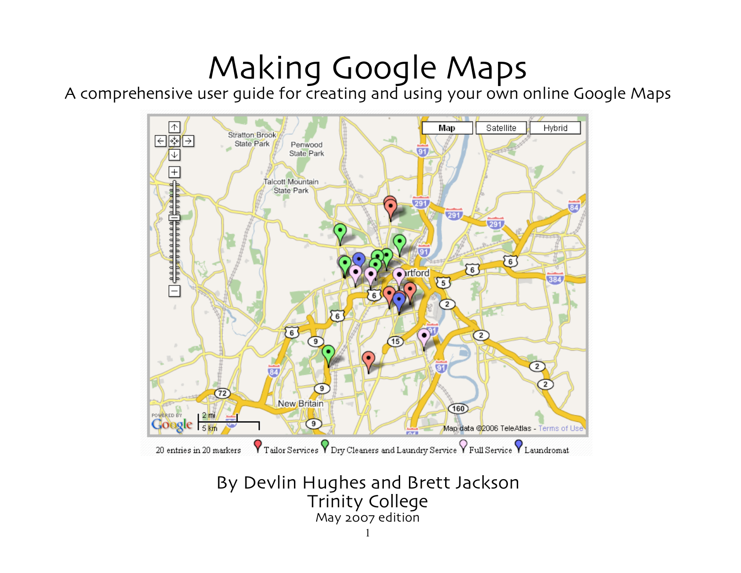# Making Google Maps

A comprehensive user guide for creating and using your own online Google Maps

By Devlin Hughes and Brett Jackson
Trinity College
May 2007 edition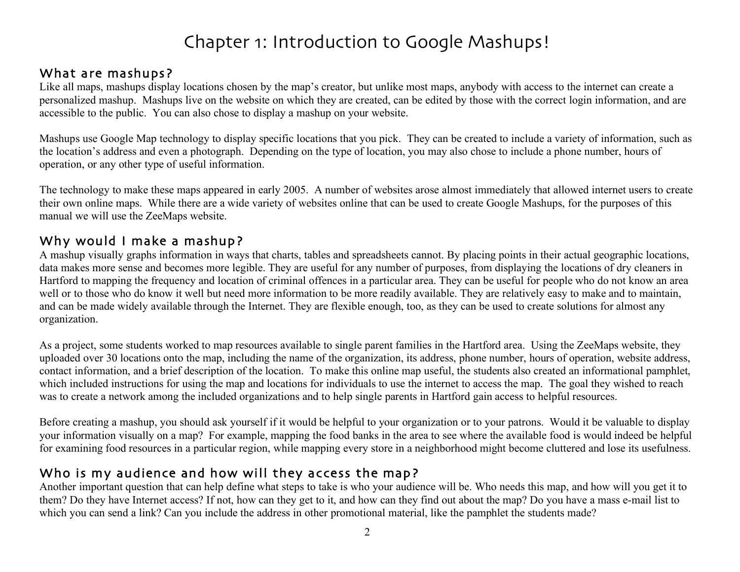# Chapter 1: Introduction to Google Mashups!

## What are mashups?

Like all maps, mashups display locations chosen by the map's creator, but unlike most maps, anybody with access to the internet can create a personalized mashup. Mashups live on the website on which they are created, can be edited by those with the correct login information, and are accessible to the public. You can also chose to display a mashup on your website.

Mashups use Google Map technology to display specific locations that you pick. They can be created to include a variety of information, such as the location's address and even a photograph. Depending on the type of location, you may also chose to include a phone number, hours of operation, or any other type of useful information.

The technology to make these maps appeared in early 2005. A number of websites arose almost immediately that allowed internet users to create their own online maps. While there are a wide variety of websites online that can be used to create Google Mashups, for the purposes of this manual we will use the ZeeMaps website.

## Why would I make a mashup?

A mashup visually graphs information in ways that charts, tables and spreadsheets cannot. By placing points in their actual geographic locations, data makes more sense and becomes more legible. They are useful for any number of purposes, from displaying the locations of dry cleaners in Hartford to mapping the frequency and location of criminal offences in a particular area. They can be useful for people who do not know an area well or to those who do know it well but need more information to be more readily available. They are relatively easy to make and to maintain, and can be made widely available through the Internet. They are flexible enough, too, as they can be used to create solutions for almost any organization.

As a project, some students worked to map resources available to single parent families in the Hartford area. Using the ZeeMaps website, they uploaded over 30 locations onto the map, including the name of the organization, its address, phone number, hours of operation, website address, contact information, and a brief description of the location. To make this online map useful, the students also created an informational pamphlet, which included instructions for using the map and locations for individuals to use the internet to access the map. The goal they wished to reach was to create a network among the included organizations and to help single parents in Hartford gain access to helpful resources.

Before creating a mashup, you should ask yourself if it would be helpful to your organization or to your patrons. Would it be valuable to display your information visually on a map? For example, mapping the food banks in the area to see where the available food is would indeed be helpful for examining food resources in a particular region, while mapping every store in a neighborhood might become cluttered and lose its usefulness.

## Who is my audience and how will they access the map?

Another important question that can help define what steps to take is who your audience will be. Who needs this map, and how will you get it to them? Do they have Internet access? If not, how can they get to it, and how can they find out about the map? Do you have a mass e-mail list to which you can send a link? Can you include the address in other promotional material, like the pamphlet the students made?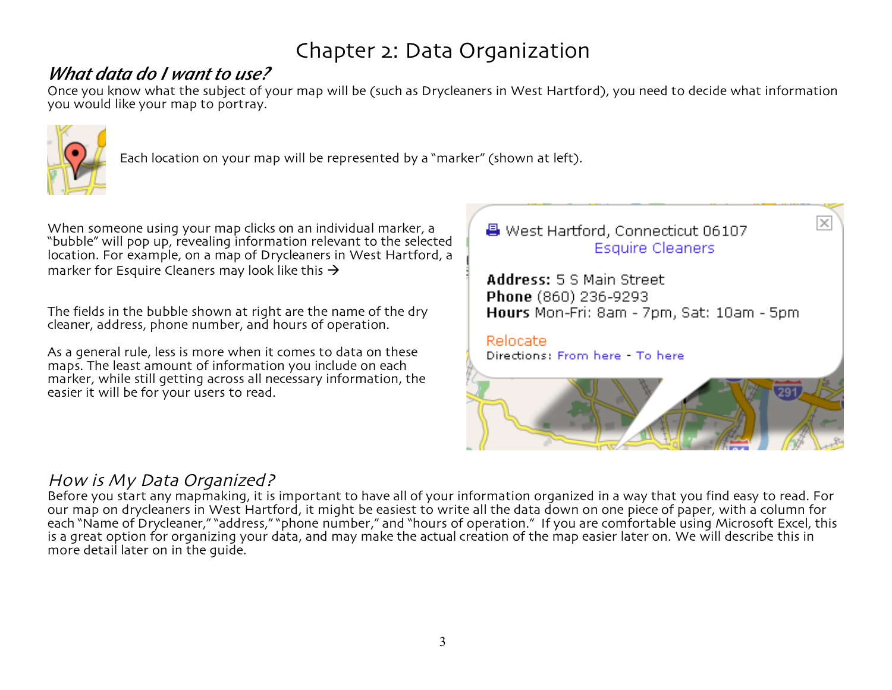# Chapter 2: Data Organization

## *What data do I want to use?*

Once you know what the subject of your map will be (such as Drycleaners in West Hartford), you need to decide what information you would like your map to portray.

Each location on your map will be represented by a "marker" (shown at left).

When someone using your map clicks on an individual marker, a "bubble" will pop up, revealing information relevant to the selected location. For example, on a map of Drycleaners in West Hartford, a marker for Esquire Cleaners may look like this →

The fields in the bubble shown at right are the name of the dry cleaner, address, phone number, and hours of operation.

As a general rule, less is more when it comes to data on these maps. The least amount of information you include on each marker, while still getting across all necessary information, the easier it will be for your users to read.

## *How is My Data Organized?*

Before you start any mapmaking, it is important to have all of your information organized in a way that you find easy to read. For our map on drycleaners in West Hartford, it might be easiest to write all the data down on one piece of paper, with a column for each "Name of Drycleaner," "address," "phone number," and "hours of operation." If you are comfortable using Microsoft Excel, this is a great option for organizing your data, and may make the actual creation of the map easier later on. We will describe this in more detail later on in the guide.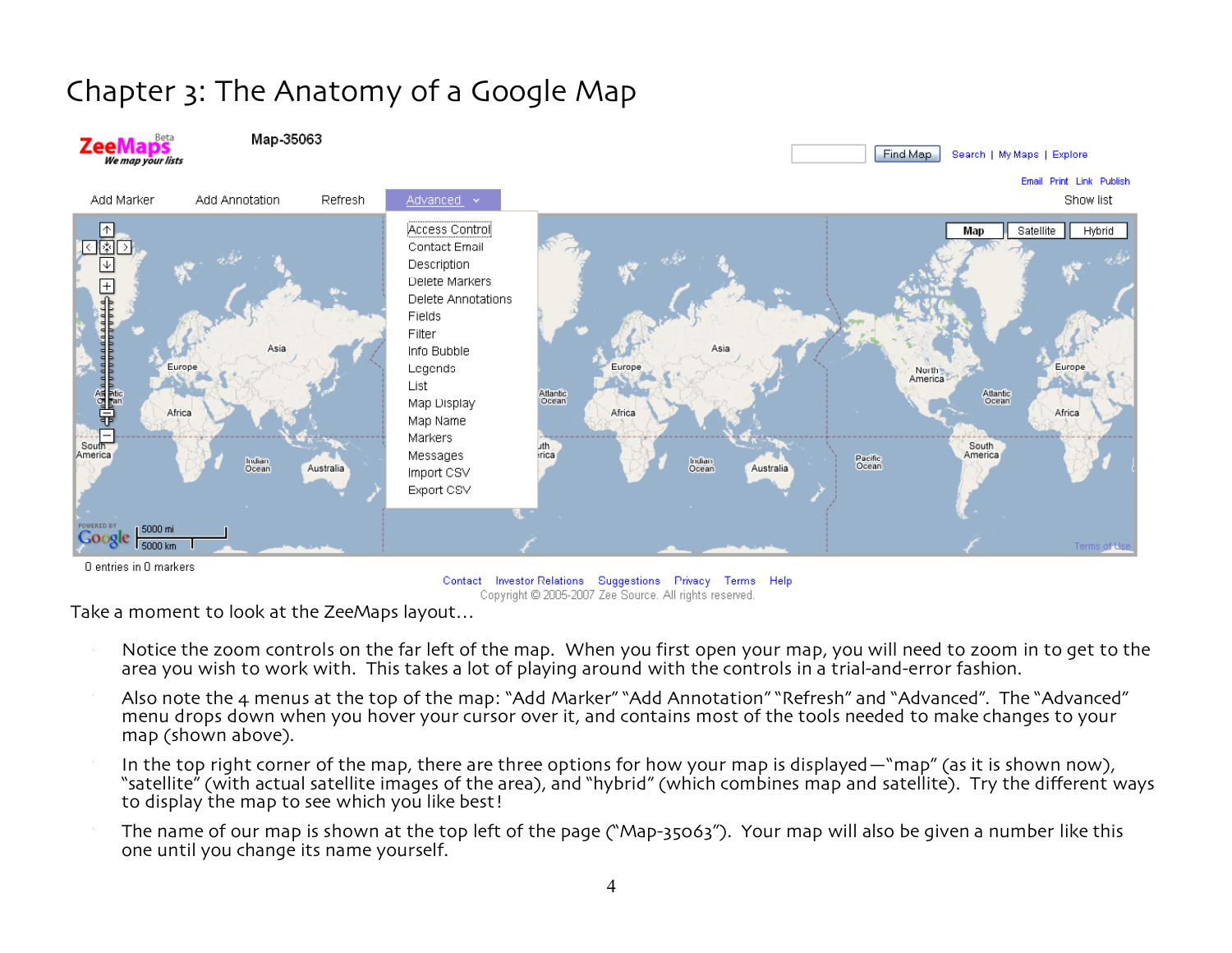# Chapter 3: The Anatomy of a Google Map

Take a moment to look at the ZeeMaps layout…

- Notice the zoom controls on the far left of the map. When you first open your map, you will need to zoom in to get to the area you wish to work with. This takes a lot of playing around with the controls in a trial-and-error fashion.
- Also note the 4 menus at the top of the map: “Add Marker” “Add Annotation” “Refresh” and “Advanced”. The “Advanced” menu drops down when you hover your cursor over it, and contains most of the tools needed to make changes to your map (shown above).
- In the top right corner of the map, there are three options for how your map is displayed—“map” (as it is shown now), “satellite” (with actual satellite images of the area), and “hybrid” (which combines map and satellite). Try the different ways to display the map to see which you like best!
- The name of our map is shown at the top left of the page (“Map-35063”). Your map will also be given a number like this one until you change its name yourself.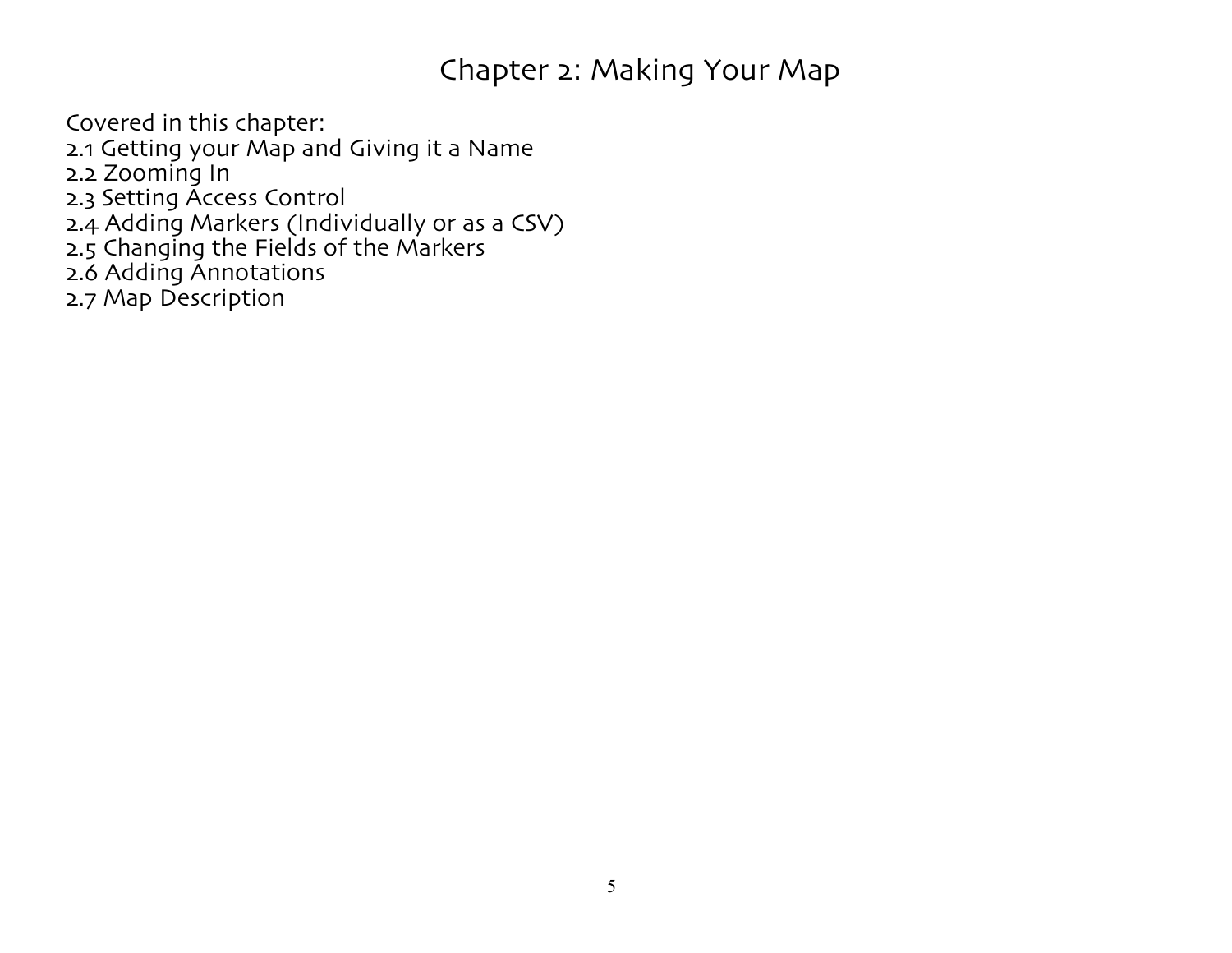# Chapter 2: Making Your Map

Covered in this chapter:
2.1 Getting your Map and Giving it a Name
2.2 Zooming In
2.3 Setting Access Control
2.4 Adding Markers (Individually or as a CSV)
2.5 Changing the Fields of the Markers
2.6 Adding Annotations
2.7 Map Description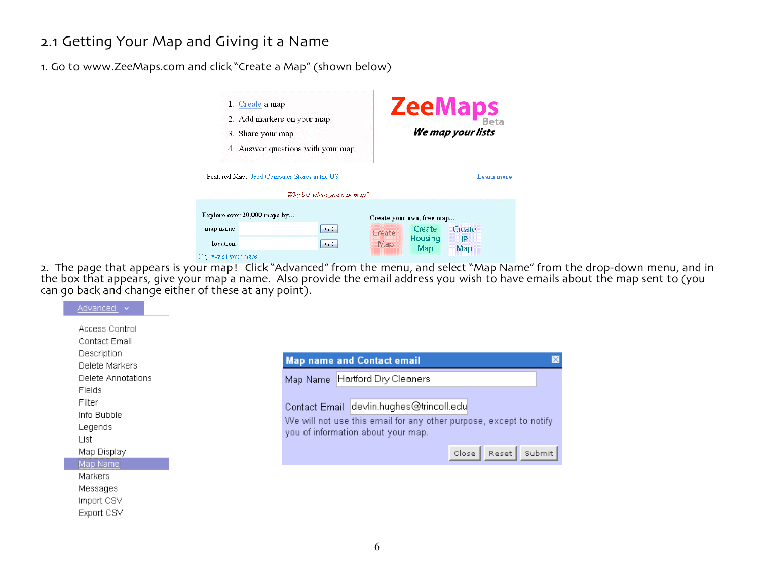## 2.1 Getting Your Map and Giving it a Name

1. Go to www.ZeeMaps.com and click "Create a Map" (shown below)

1. Create a map
2. Add markers on your map
3. Share your map
4. Answer questions with your map

**ZeeMaps** Beta

*We map your lists*

Featured Map: Used Computer Stores in the US

Learn more

*Why list when you can map?*

Explore over 20,000 maps by...

map name GO

location GO

Or, re-visit your maps

Create your own, free map...

Create Map | Create Housing Map | Create IP Map

2. The page that appears is your map! Click "Advanced" from the menu, and select "Map Name" from the drop-down menu, and in the box that appears, give your map a name. Also provide the email address you wish to have emails about the map sent to (you can go back and change either of these at any point).

Advanced

- Access Control
- Contact Email
- Description
- Delete Markers
- Delete Annotations
- Fields
- Filter
- Info Bubble
- Legends
- List
- Map Display
- Map Name
- Markers
- Messages
- Import CSV
- Export CSV

**Map name and Contact email**

Map Name: Hartford Dry Cleaners

Contact Email: devlin.hughes@trincoll.edu

We will not use this email for any other purpose, except to notify you of information about your map.

Close | Reset | Submit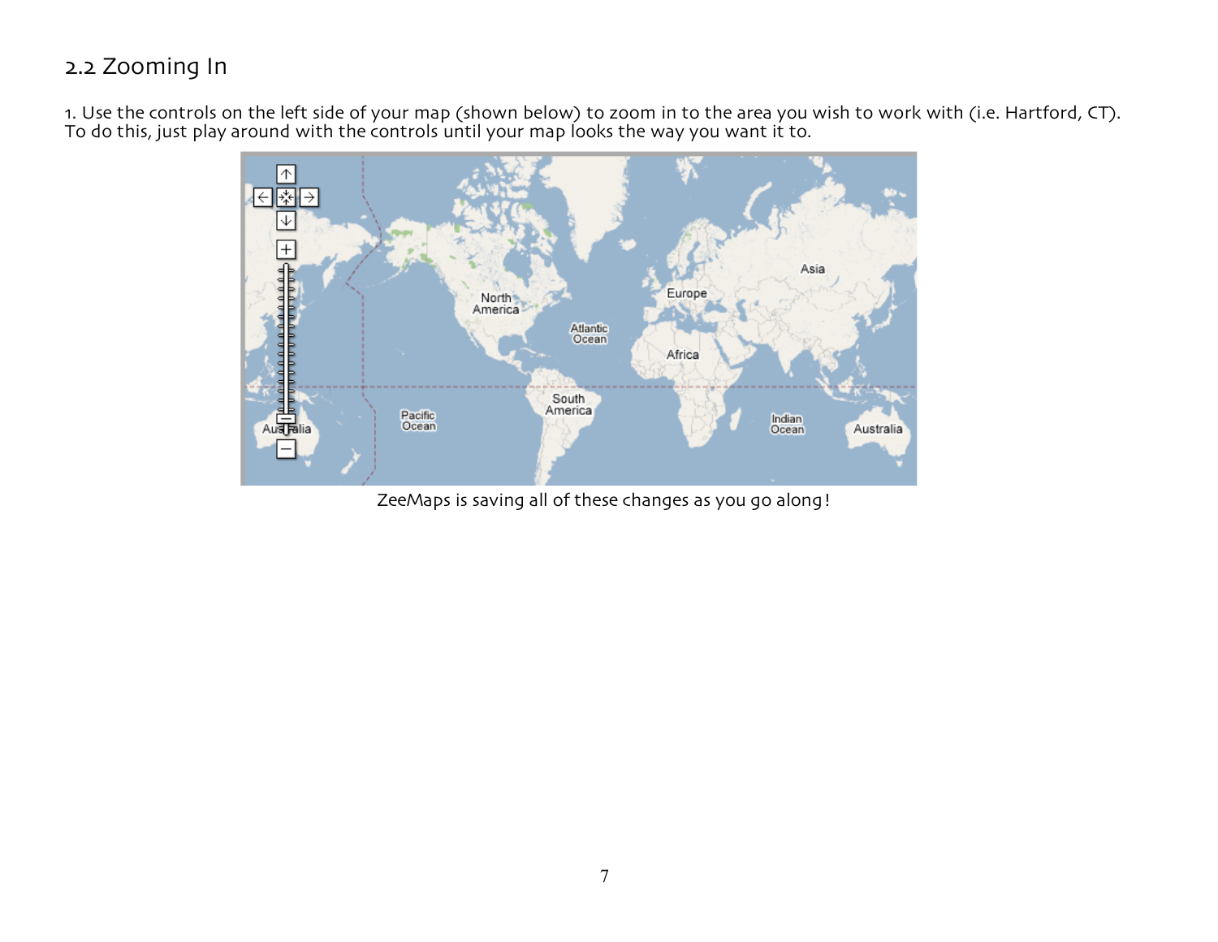## 2.2 Zooming In

1. Use the controls on the left side of your map (shown below) to zoom in to the area you wish to work with (i.e. Hartford, CT). To do this, just play around with the controls until your map looks the way you want it to.

ZeeMaps is saving all of these changes as you go along!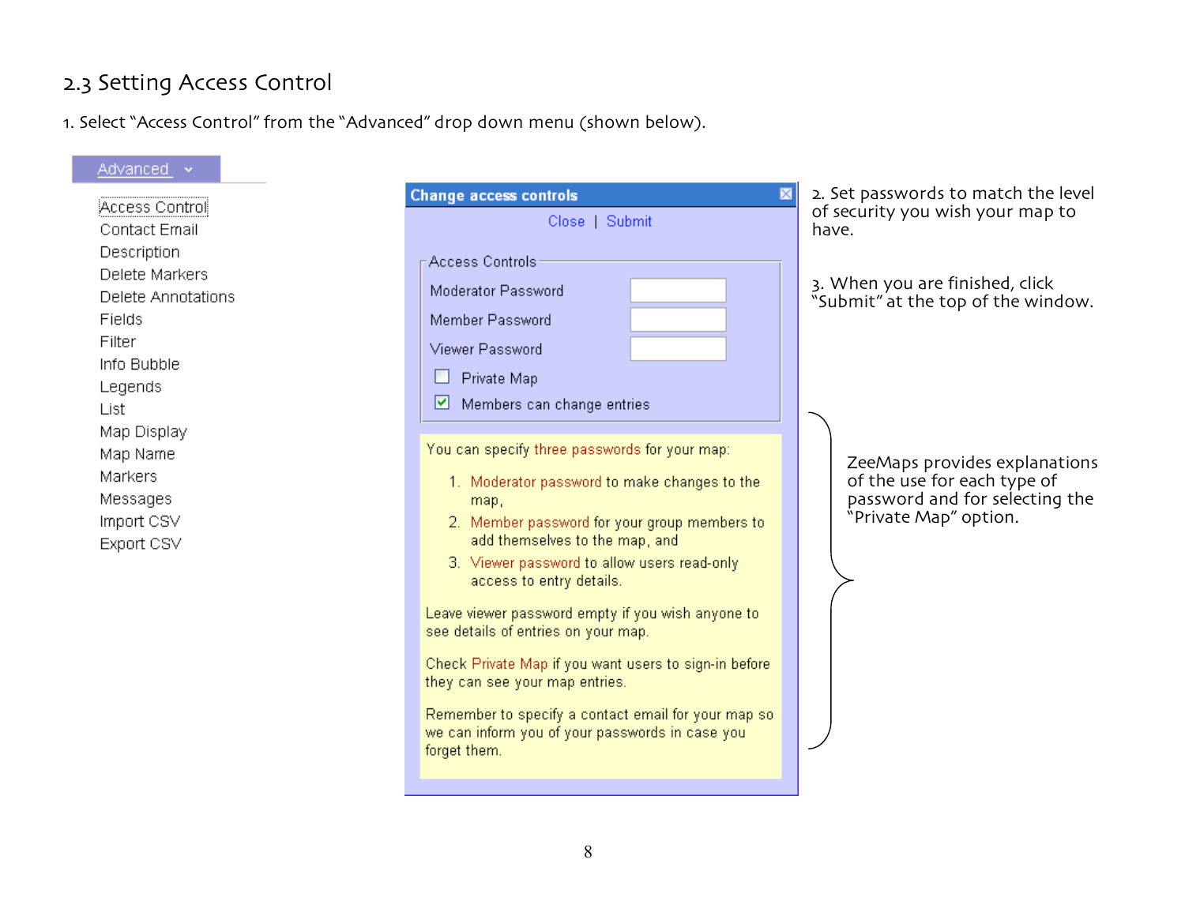## 2.3 Setting Access Control

1. Select "Access Control" from the "Advanced" drop down menu (shown below).

Advanced

- Access Control
- Contact Email
- Description
- Delete Markers
- Delete Annotations
- Fields
- Filter
- Info Bubble
- Legends
- List
- Map Display
- Map Name
- Markers
- Messages
- Import CSV
- Export CSV

**Change access controls**

Close | Submit

Access Controls

- Moderator Password
- Member Password
- Viewer Password
- [ ] Private Map
- [x] Members can change entries

You can specify three passwords for your map:

1. Moderator password to make changes to the map,
2. Member password for your group members to add themselves to the map, and
3. Viewer password to allow users read-only access to entry details.

Leave viewer password empty if you wish anyone to see details of entries on your map.

Check Private Map if you want users to sign-in before they can see your map entries.

Remember to specify a contact email for your map so we can inform you of your passwords in case you forget them.

2. Set passwords to match the level of security you wish your map to have.

3. When you are finished, click "Submit" at the top of the window.

ZeeMaps provides explanations of the use for each type of password and for selecting the "Private Map" option.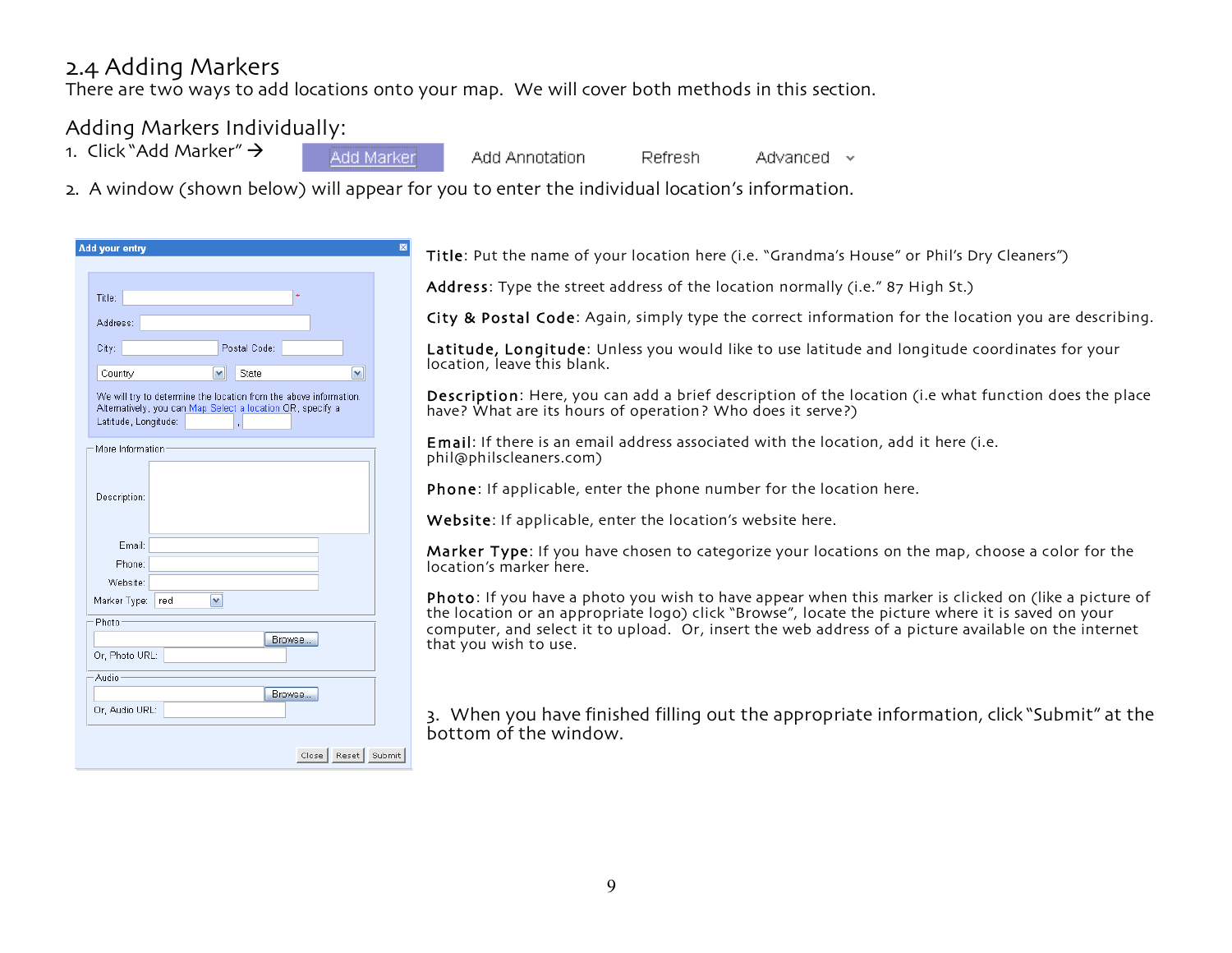## 2.4 Adding Markers

There are two ways to add locations onto your map. We will cover both methods in this section.

### Adding Markers Individually:

1. Click "Add Marker" →
2. A window (shown below) will appear for you to enter the individual location's information.

**Title**: Put the name of your location here (i.e. "Grandma's House" or Phil's Dry Cleaners")

**Address**: Type the street address of the location normally (i.e." 87 High St.)

**City & Postal Code**: Again, simply type the correct information for the location you are describing.

**Latitude, Longitude**: Unless you would like to use latitude and longitude coordinates for your location, leave this blank.

**Description**: Here, you can add a brief description of the location (i.e what function does the place have? What are its hours of operation? Who does it serve?)

**Email**: If there is an email address associated with the location, add it here (i.e. phil@philscleaners.com)

**Phone**: If applicable, enter the phone number for the location here.

**Website**: If applicable, enter the location's website here.

**Marker Type**: If you have chosen to categorize your locations on the map, choose a color for the location's marker here.

**Photo**: If you have a photo you wish to have appear when this marker is clicked on (like a picture of the location or an appropriate logo) click "Browse", locate the picture where it is saved on your computer, and select it to upload. Or, insert the web address of a picture available on the internet that you wish to use.

3. When you have finished filling out the appropriate information, click "Submit" at the bottom of the window.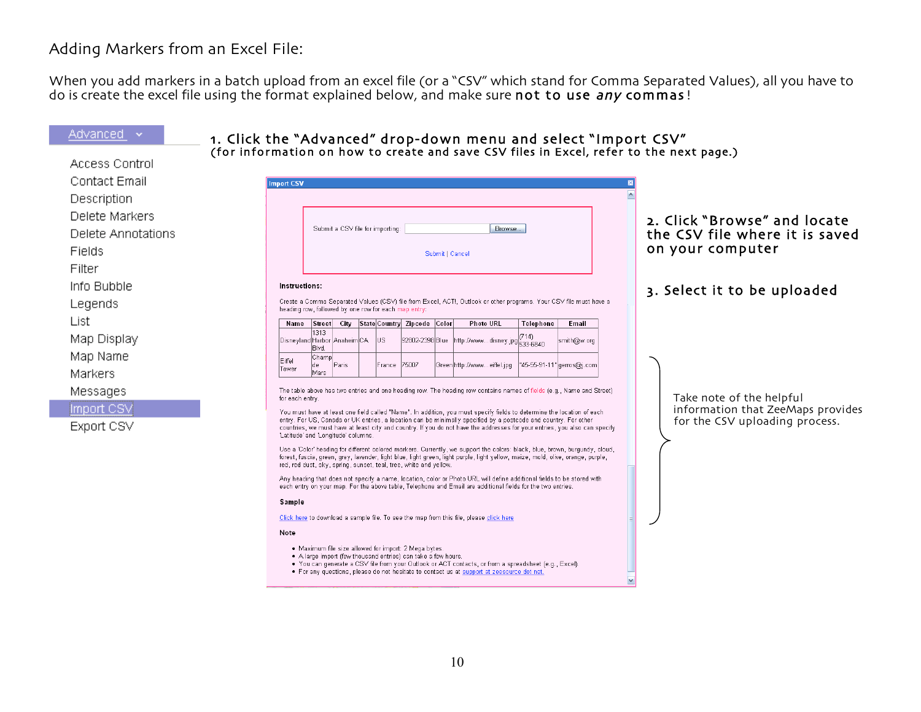Adding Markers from an Excel File:

When you add markers in a batch upload from an excel file (or a "CSV" which stand for Comma Separated Values), all you have to do is create the excel file using the format explained below, and make sure **not to use *any* commas**!

Advanced

- Access Control
- Contact Email
- Description
- Delete Markers
- Delete Annotations
- Fields
- Filter
- Info Bubble
- Legends
- List
- Map Display
- Map Name
- Markers
- Messages
- Import CSV
- Export CSV

1. Click the "Advanced" drop-down menu and select "Import CSV"
(for information on how to create and save CSV files in Excel, refer to the next page.)

**Import CSV**

Submit a CSV file for importing: [ ] Browse...

Submit | Cancel

**Instructions:**

Create a Comma Separated Values (CSV) file from Excel, ACT!, Outlook or other programs. Your CSV file must have a heading row, followed by one row for each map entry.

| Name | Street | City | State | Country | Zipcode | Color | Photo URL | Telephone | Email |
|---|---|---|---|---|---|---|---|---|---|
| Disneyland | 1313 Harbor Blvd. | Anaheim | CA | US | 92802-2398 | Blue | http://www....disney.jpg | (714) 533-6840 | smith@w.org |
| Eiffel Tower | Champ de Mars | Paris | | France | 75007 | Green | http://www....eiffel.jpg | '45-55-91-11' | gerros@j.com |

The table above has two entries and one heading row. The heading row contains names of fields (e.g., Name and Street) for each entry.

You must have at least one field called "Name". In addition, you must specify fields to determine the location of each entry. For US, Canada or UK entries, a location can be minimally specified by a postcode and country. For other countries, we must have at least city and country. If you do not have the addresses for your entries, you also can specify 'Latitude' and 'Longitude' columns.

Use a 'Color' heading for different colored markers. Currently, we support the colors: black, blue, brown, burgundy, cloud, forest, fuscia, green, grey, lavender, light blue, light green, light purple, light yellow, maize, mold, olive, orange, purple, red, red dust, sky, spring, sunset, teal, tree, white and yellow.

Any heading that does not specify a name, location, color or Photo URL will define additional fields to be stored with each entry on your map. For the above table, Telephone and Email are additional fields for the two entries.

**Sample**

Click here to download a sample file. To see the map from this file, please click here

**Note**

- Maximum file size allowed for import: 2 Mega bytes
- A large import (few thousand entries) can take a few hours.
- You can generate a CSV file from your Outlook or ACT contacts, or from a spreadsheet (e.g., Excel)
- For any questions, please do not hesitate to contact us at support at zeesource dot net.

2. Click "Browse" and locate the CSV file where it is saved on your computer

3. Select it to be uploaded

Take note of the helpful information that ZeeMaps provides for the CSV uploading process.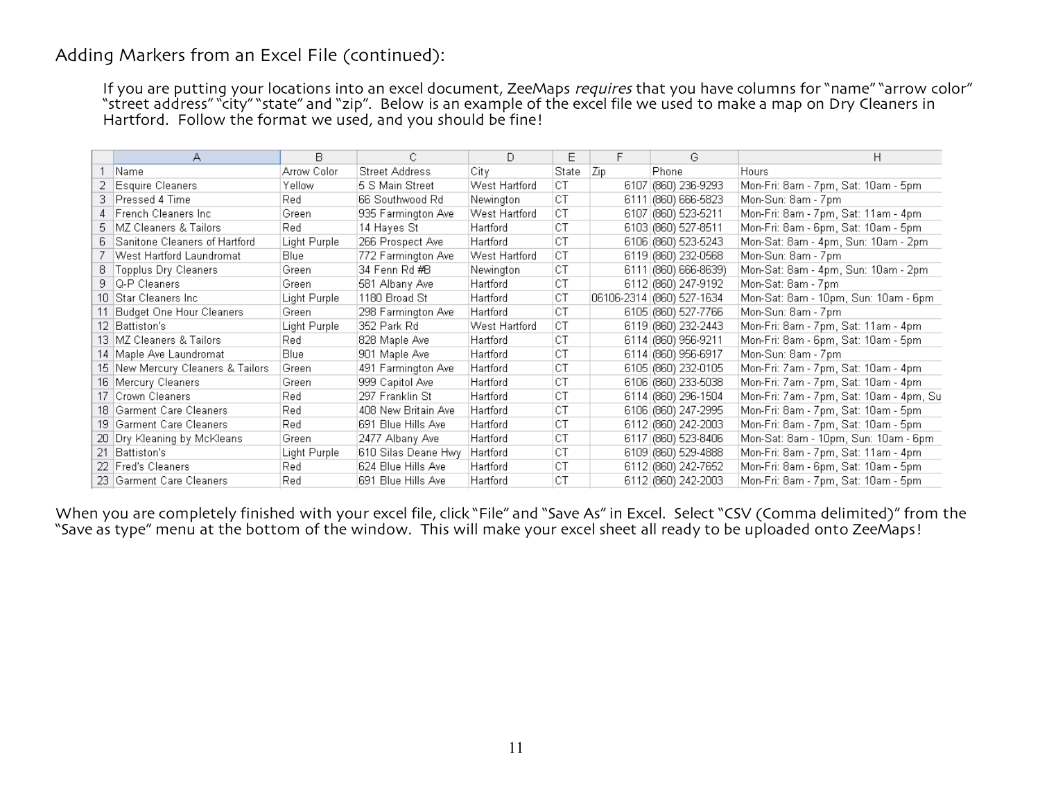## Adding Markers from an Excel File (continued):

If you are putting your locations into an excel document, ZeeMaps *requires* that you have columns for "name" "arrow color" "street address" "city" "state" and "zip". Below is an example of the excel file we used to make a map on Dry Cleaners in Hartford. Follow the format we used, and you should be fine!

| | A | B | C | D | E | F | G | H |
|---|---|---|---|---|---|---|---|---|
| 1 | Name | Arrow Color | Street Address | City | State | Zip | Phone | Hours |
| 2 | Esquire Cleaners | Yellow | 5 S Main Street | West Hartford | CT | 6107 | (860) 236-9293 | Mon-Fri: 8am - 7pm, Sat: 10am - 5pm |
| 3 | Pressed 4 Time | Red | 66 Southwood Rd | Newington | CT | 6111 | (860) 666-5823 | Mon-Sun: 8am - 7pm |
| 4 | French Cleaners Inc | Green | 935 Farmington Ave | West Hartford | CT | 6107 | (860) 523-5211 | Mon-Fri: 8am - 7pm, Sat: 11am - 4pm |
| 5 | MZ Cleaners & Tailors | Red | 14 Hayes St | Hartford | CT | 6103 | (860) 527-8511 | Mon-Fri: 8am - 6pm, Sat: 10am - 5pm |
| 6 | Sanitone Cleaners of Hartford | Light Purple | 266 Prospect Ave | Hartford | CT | 6106 | (860) 523-5243 | Mon-Sat: 8am - 4pm, Sun: 10am - 2pm |
| 7 | West Hartford Laundromat | Blue | 772 Farmington Ave | West Hartford | CT | 6119 | (860) 232-0568 | Mon-Sun: 8am - 7pm |
| 8 | Topplus Dry Cleaners | Green | 34 Fenn Rd #B | Newington | CT | 6111 | (860) 666-8639) | Mon-Sat: 8am - 4pm, Sun: 10am - 2pm |
| 9 | Q-P Cleaners | Green | 581 Albany Ave | Hartford | CT | 6112 | (860) 247-9192 | Mon-Sat: 8am - 7pm |
| 10 | Star Cleaners Inc | Light Purple | 1180 Broad St | Hartford | CT | 06106-2314 | (860) 527-1634 | Mon-Sat: 8am - 10pm, Sun: 10am - 6pm |
| 11 | Budget One Hour Cleaners | Green | 298 Farmington Ave | Hartford | CT | 6105 | (860) 527-7766 | Mon-Sun: 8am - 7pm |
| 12 | Battiston's | Light Purple | 352 Park Rd | West Hartford | CT | 6119 | (860) 232-2443 | Mon-Fri: 8am - 7pm, Sat: 11am - 4pm |
| 13 | MZ Cleaners & Tailors | Red | 828 Maple Ave | Hartford | CT | 6114 | (860) 956-9211 | Mon-Fri: 8am - 6pm, Sat: 10am - 5pm |
| 14 | Maple Ave Laundromat | Blue | 901 Maple Ave | Hartford | CT | 6114 | (860) 956-6917 | Mon-Sun: 8am - 7pm |
| 15 | New Mercury Cleaners & Tailors | Green | 491 Farmington Ave | Hartford | CT | 6105 | (860) 232-0105 | Mon-Fri: 7am - 7pm, Sat: 10am - 4pm |
| 16 | Mercury Cleaners | Green | 999 Capitol Ave | Hartford | CT | 6106 | (860) 233-5038 | Mon-Fri: 7am - 7pm, Sat: 10am - 4pm |
| 17 | Crown Cleaners | Red | 297 Franklin St | Hartford | CT | 6114 | (860) 296-1504 | Mon-Fri: 7am - 7pm, Sat: 10am - 4pm, Su |
| 18 | Garment Care Cleaners | Red | 408 New Britain Ave | Hartford | CT | 6106 | (860) 247-2995 | Mon-Fri: 8am - 7pm, Sat: 10am - 5pm |
| 19 | Garment Care Cleaners | Red | 691 Blue Hills Ave | Hartford | CT | 6112 | (860) 242-2003 | Mon-Fri: 8am - 7pm, Sat: 10am - 5pm |
| 20 | Dry Kleaning by McKleans | Green | 2477 Albany Ave | Hartford | CT | 6117 | (860) 523-8406 | Mon-Sat: 8am - 10pm, Sun: 10am - 6pm |
| 21 | Battiston's | Light Purple | 610 Silas Deane Hwy | Hartford | CT | 6109 | (860) 529-4888 | Mon-Fri: 8am - 7pm, Sat: 11am - 4pm |
| 22 | Fred's Cleaners | Red | 624 Blue Hills Ave | Hartford | CT | 6112 | (860) 242-7652 | Mon-Fri: 8am - 6pm, Sat: 10am - 5pm |
| 23 | Garment Care Cleaners | Red | 691 Blue Hills Ave | Hartford | CT | 6112 | (860) 242-2003 | Mon-Fri: 8am - 7pm, Sat: 10am - 5pm |

When you are completely finished with your excel file, click "File" and "Save As" in Excel. Select "CSV (Comma delimited)" from the "Save as type" menu at the bottom of the window. This will make your excel sheet all ready to be uploaded onto ZeeMaps!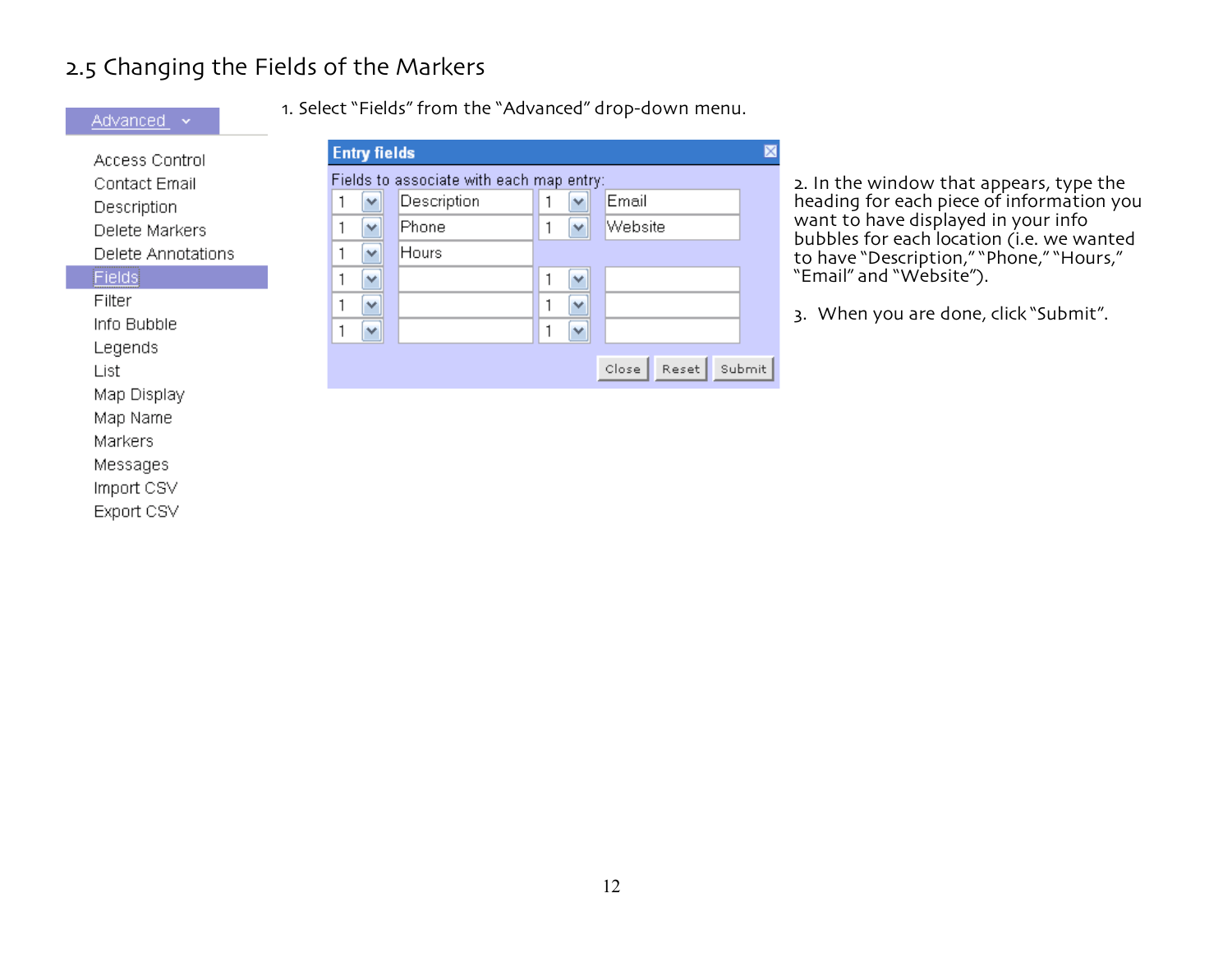## 2.5 Changing the Fields of the Markers

Advanced

- Access Control
- Contact Email
- Description
- Delete Markers
- Delete Annotations
- Fields
- Filter
- Info Bubble
- Legends
- List
- Map Display
- Map Name
- Markers
- Messages
- Import CSV
- Export CSV

1. Select "Fields" from the "Advanced" drop-down menu.

**Entry fields**

Fields to associate with each map entry:

| | | | |
|---|---|---|---|
| 1 | Description | 1 | Email |
| 1 | Phone | 1 | Website |
| 1 | Hours | | |
| 1 | | 1 | |
| 1 | | 1 | |
| 1 | | 1 | |

Close | Reset | Submit

2. In the window that appears, type the heading for each piece of information you want to have displayed in your info bubbles for each location (i.e. we wanted to have "Description," "Phone," "Hours," "Email" and "Website").

3. When you are done, click "Submit".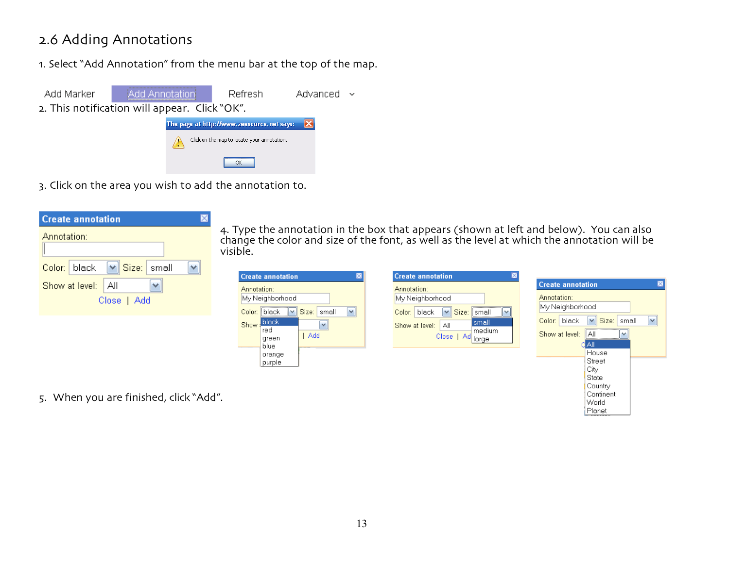## 2.6 Adding Annotations

1. Select "Add Annotation" from the menu bar at the top of the map.

2. This notification will appear. Click "OK".

3. Click on the area you wish to add the annotation to.

4. Type the annotation in the box that appears (shown at left and below). You can also change the color and size of the font, as well as the level at which the annotation will be visible.

5. When you are finished, click "Add".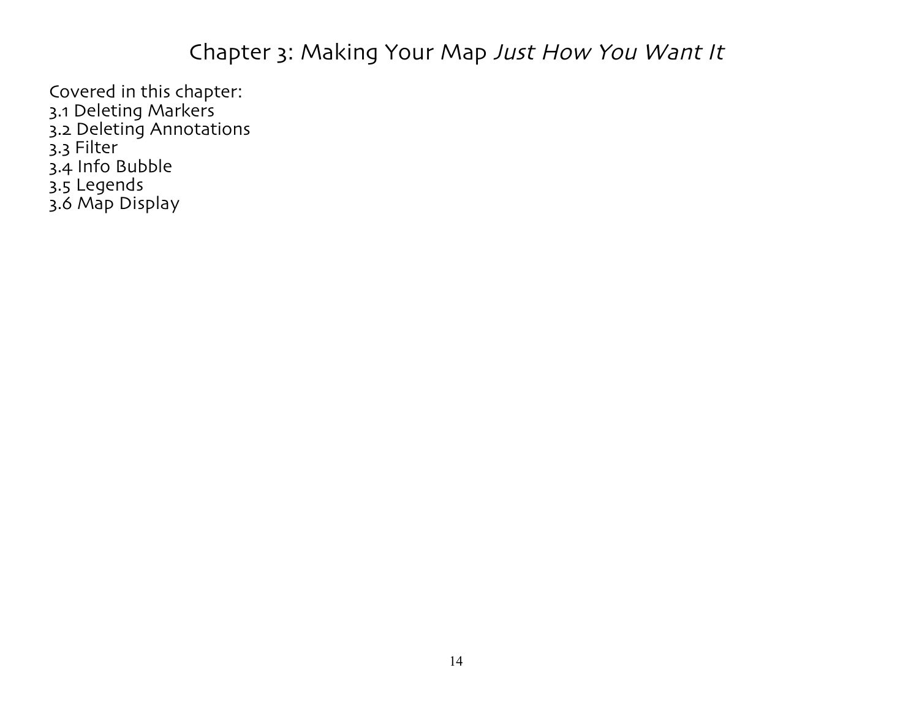# Chapter 3: Making Your Map *Just How You Want It*

Covered in this chapter:
3.1 Deleting Markers
3.2 Deleting Annotations
3.3 Filter
3.4 Info Bubble
3.5 Legends
3.6 Map Display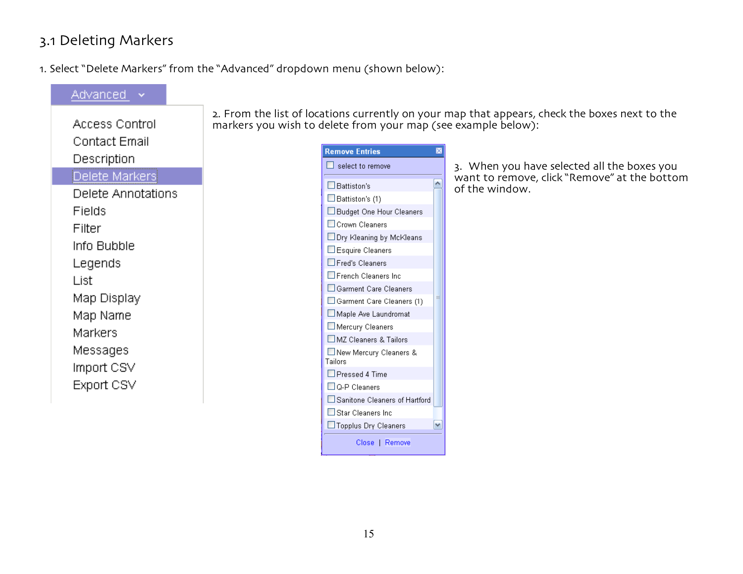## 3.1 Deleting Markers

1. Select "Delete Markers" from the "Advanced" dropdown menu (shown below):

Advanced

- Access Control
- Contact Email
- Description
- Delete Markers
- Delete Annotations
- Fields
- Filter
- Info Bubble
- Legends
- List
- Map Display
- Map Name
- Markers
- Messages
- Import CSV
- Export CSV

2. From the list of locations currently on your map that appears, check the boxes next to the markers you wish to delete from your map (see example below):

**Remove Entries**

☐ select to remove

- ☐ Battiston's
- ☐ Battiston's (1)
- ☐ Budget One Hour Cleaners
- ☐ Crown Cleaners
- ☐ Dry Kleaning by McKleans
- ☐ Esquire Cleaners
- ☐ Fred's Cleaners
- ☐ French Cleaners Inc
- ☐ Garment Care Cleaners
- ☐ Garment Care Cleaners (1)
- ☐ Maple Ave Laundromat
- ☐ Mercury Cleaners
- ☐ MZ Cleaners & Tailors
- ☐ New Mercury Cleaners & Tailors
- ☐ Pressed 4 Time
- ☐ Q-P Cleaners
- ☐ Sanitone Cleaners of Hartford
- ☐ Star Cleaners Inc
- ☐ Topplus Dry Cleaners

Close | Remove

3. When you have selected all the boxes you want to remove, click "Remove" at the bottom of the window.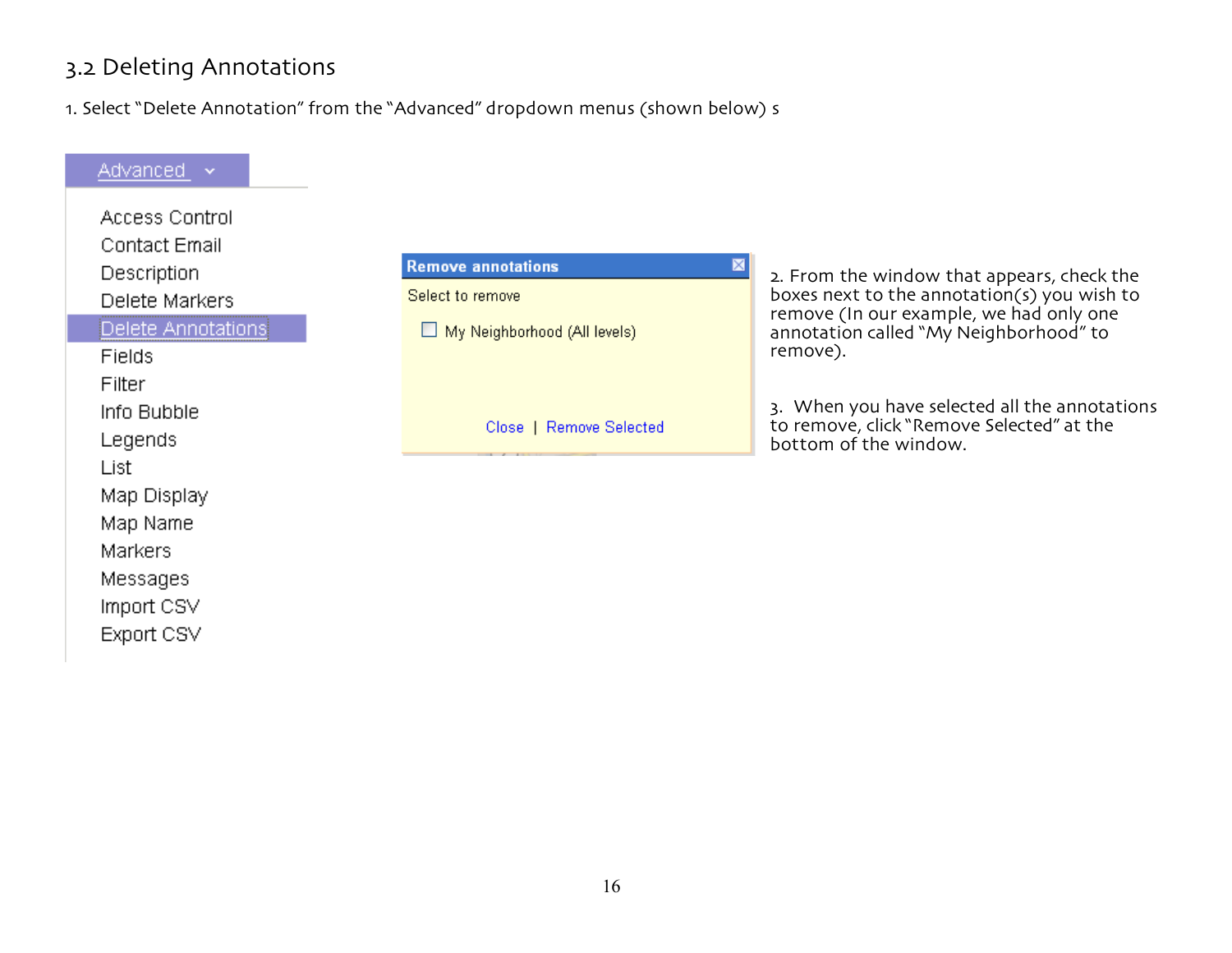## 3.2 Deleting Annotations

1. Select "Delete Annotation" from the "Advanced" dropdown menus (shown below) s

Advanced

- Access Control
- Contact Email
- Description
- Delete Markers
- Delete Annotations
- Fields
- Filter
- Info Bubble
- Legends
- List
- Map Display
- Map Name
- Markers
- Messages
- Import CSV
- Export CSV

**Remove annotations**

Select to remove

☐ My Neighborhood (All levels)

Close | Remove Selected

2. From the window that appears, check the boxes next to the annotation(s) you wish to remove (In our example, we had only one annotation called "My Neighborhood" to remove).

3. When you have selected all the annotations to remove, click "Remove Selected" at the bottom of the window.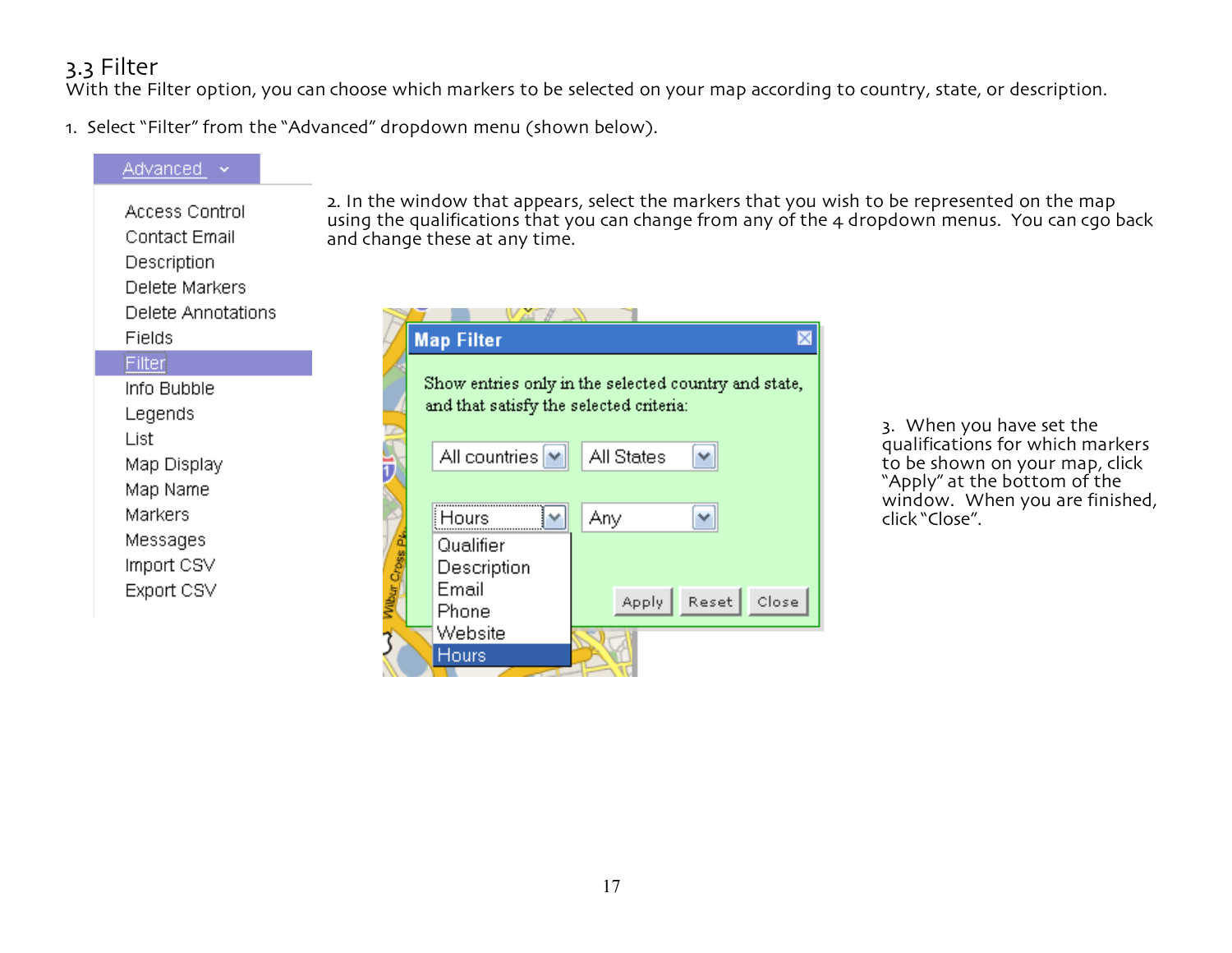## 3.3 Filter

With the Filter option, you can choose which markers to be selected on your map according to country, state, or description.

1. Select "Filter" from the "Advanced" dropdown menu (shown below).

Advanced

- Access Control
- Contact Email
- Description
- Delete Markers
- Delete Annotations
- Fields
- Filter
- Info Bubble
- Legends
- List
- Map Display
- Map Name
- Markers
- Messages
- Import CSV
- Export CSV

2. In the window that appears, select the markers that you wish to be represented on the map using the qualifications that you can change from any of the 4 dropdown menus. You can cgo back and change these at any time.

Map Filter

Show entries only in the selected country and state, and that satisfy the selected criteria:

All countries | All States

Hours | Any

Qualifier, Description, Email, Phone, Website, Hours

Apply | Reset | Close

3. When you have set the qualifications for which markers to be shown on your map, click "Apply" at the bottom of the window. When you are finished, click "Close".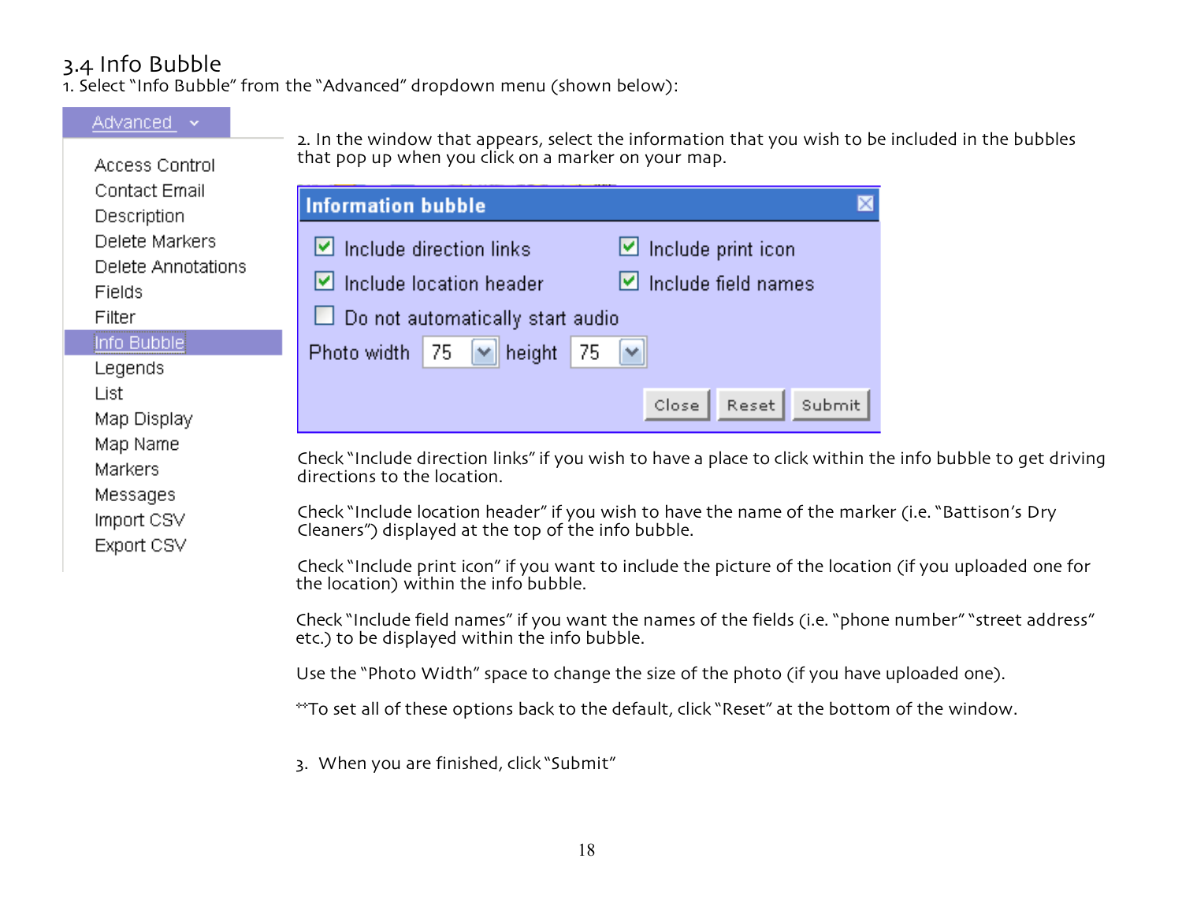## 3.4 Info Bubble

1. Select "Info Bubble" from the "Advanced" dropdown menu (shown below):

2. In the window that appears, select the information that you wish to be included in the bubbles that pop up when you click on a marker on your map.

Check "Include direction links" if you wish to have a place to click within the info bubble to get driving directions to the location.

Check "Include location header" if you wish to have the name of the marker (i.e. "Battison's Dry Cleaners") displayed at the top of the info bubble.

Check "Include print icon" if you want to include the picture of the location (if you uploaded one for the location) within the info bubble.

Check "Include field names" if you want the names of the fields (i.e. "phone number" "street address" etc.) to be displayed within the info bubble.

Use the "Photo Width" space to change the size of the photo (if you have uploaded one).

**To set all of these options back to the default, click "Reset" at the bottom of the window.

3. When you are finished, click "Submit"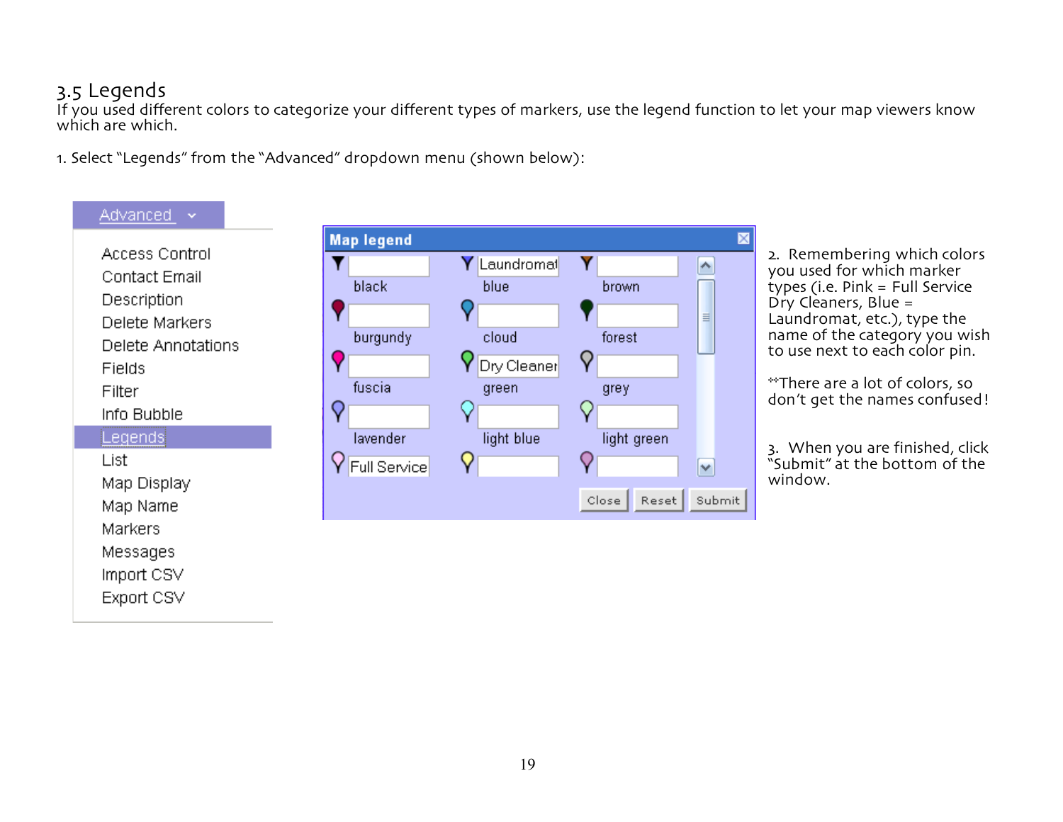## 3.5 Legends

If you used different colors to categorize your different types of markers, use the legend function to let your map viewers know which are which.

1. Select "Legends" from the "Advanced" dropdown menu (shown below):

Advanced

- Access Control
- Contact Email
- Description
- Delete Markers
- Delete Annotations
- Fields
- Filter
- Info Bubble
- Legends
- List
- Map Display
- Map Name
- Markers
- Messages
- Import CSV
- Export CSV

**Map legend**

| | | |
|---|---|---|
| black | Laundromat / blue | brown |
| burgundy | cloud | forest |
| fuscia | Dry Cleaner / green | grey |
| lavender | light blue | light green |
| Full Service | | |

Close | Reset | Submit

2. Remembering which colors you used for which marker types (i.e. Pink = Full Service Dry Cleaners, Blue = Laundromat, etc.), type the name of the category you wish to use next to each color pin.

**There are a lot of colors, so don't get the names confused!

3. When you are finished, click "Submit" at the bottom of the window.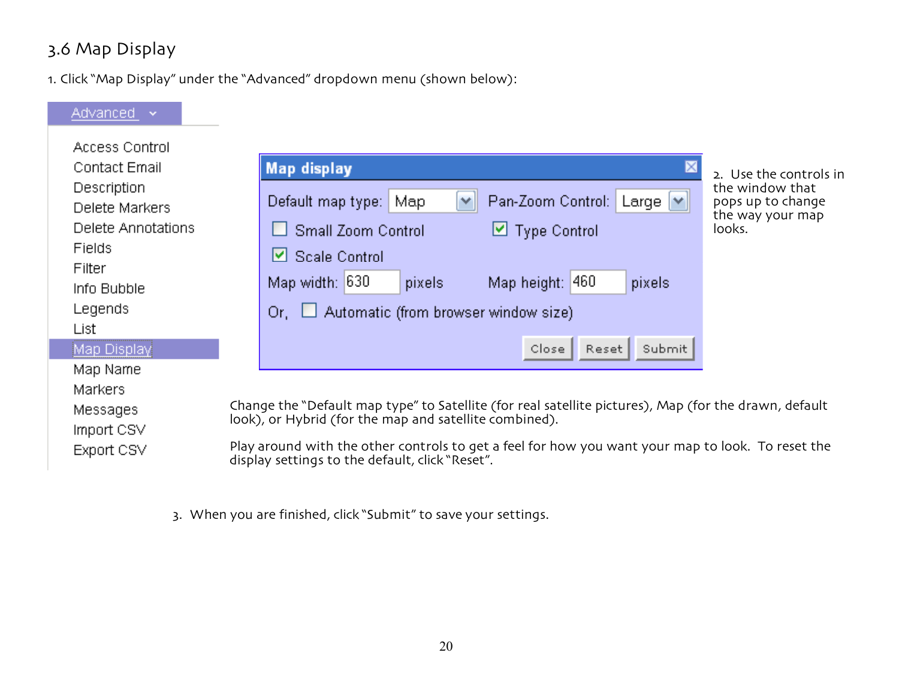## 3.6 Map Display

1. Click "Map Display" under the "Advanced" dropdown menu (shown below):

Advanced

- Access Control
- Contact Email
- Description
- Delete Markers
- Delete Annotations
- Fields
- Filter
- Info Bubble
- Legends
- List
- Map Display
- Map Name
- Markers
- Messages
- Import CSV
- Export CSV

**Map display**

Default map type: Map | Pan-Zoom Control: Large

☐ Small Zoom Control ☑ Type Control

☑ Scale Control

Map width: 630 pixels Map height: 460 pixels

Or, ☐ Automatic (from browser window size)

Close | Reset | Submit

2. Use the controls in the window that pops up to change the way your map looks.

Change the "Default map type" to Satellite (for real satellite pictures), Map (for the drawn, default look), or Hybrid (for the map and satellite combined).

Play around with the other controls to get a feel for how you want your map to look. To reset the display settings to the default, click "Reset".

3. When you are finished, click "Submit" to save your settings.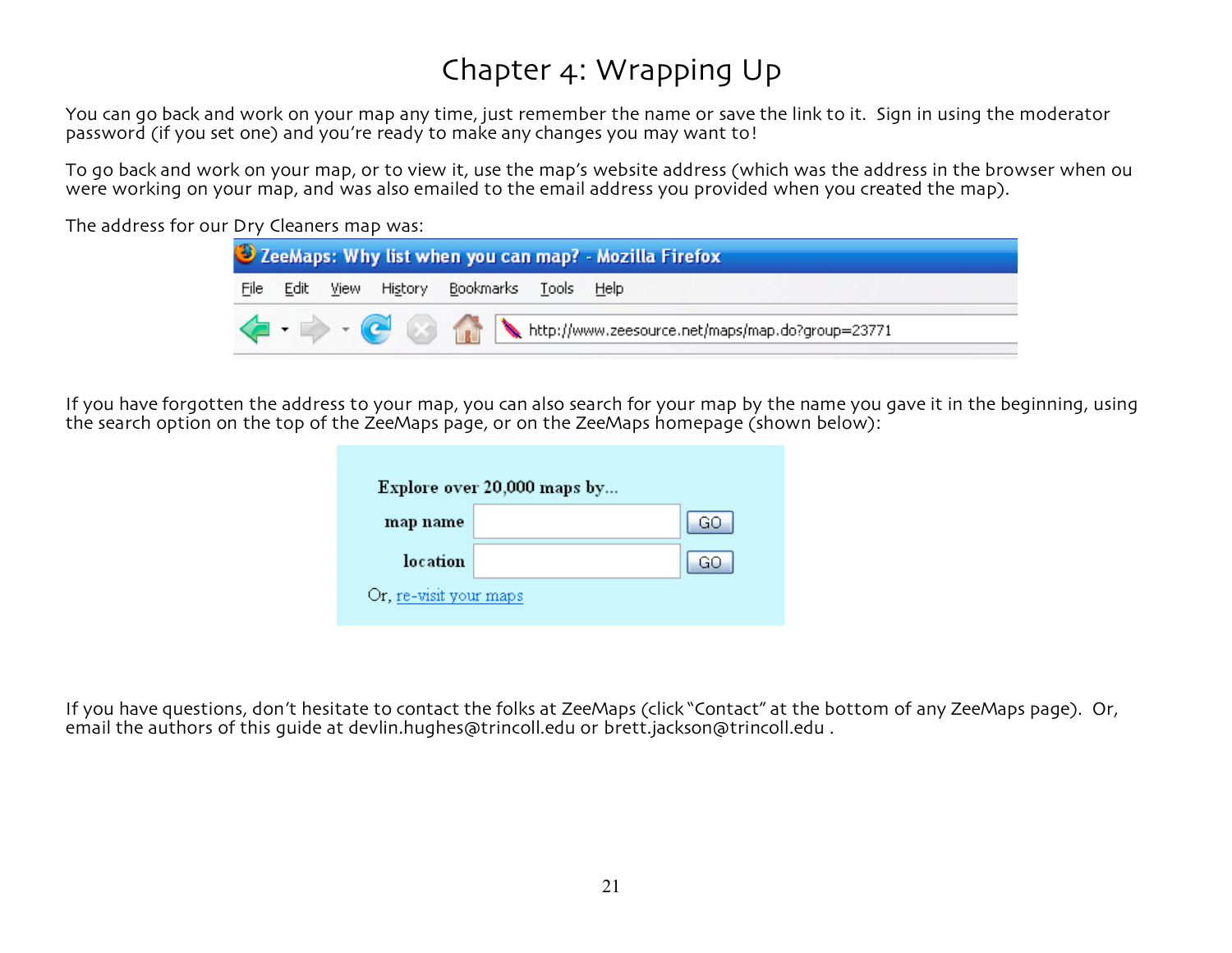# Chapter 4: Wrapping Up

You can go back and work on your map any time, just remember the name or save the link to it. Sign in using the moderator password (if you set one) and you're ready to make any changes you may want to!

To go back and work on your map, or to view it, use the map's website address (which was the address in the browser when ou were working on your map, and was also emailed to the email address you provided when you created the map).

The address for our Dry Cleaners map was:

ZeeMaps: Why list when you can map? - Mozilla Firefox

File Edit View History Bookmarks Tools Help

http://www.zeesource.net/maps/map.do?group=23771

If you have forgotten the address to your map, you can also search for your map by the name you gave it in the beginning, using the search option on the top of the ZeeMaps page, or on the ZeeMaps homepage (shown below):

Explore over 20,000 maps by...

map name GO

location GO

Or, re-visit your maps

If you have questions, don't hesitate to contact the folks at ZeeMaps (click "Contact" at the bottom of any ZeeMaps page). Or, email the authors of this guide at devlin.hughes@trincoll.edu or brett.jackson@trincoll.edu .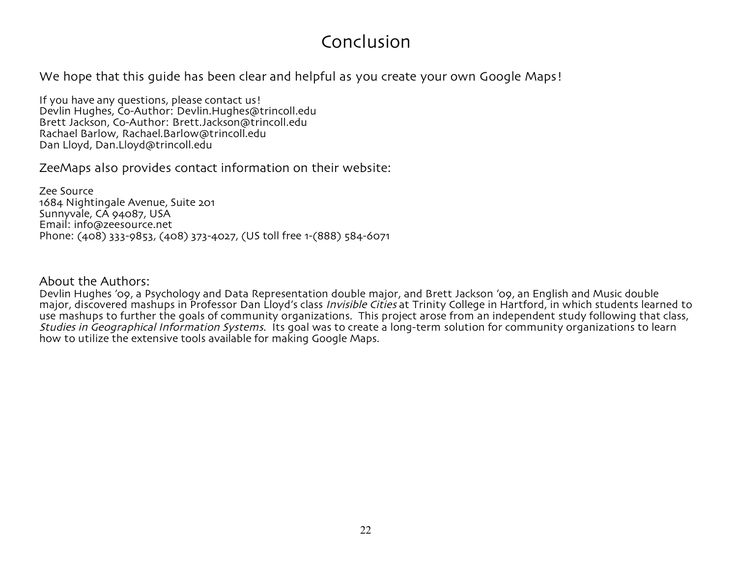# Conclusion

We hope that this guide has been clear and helpful as you create your own Google Maps!

If you have any questions, please contact us!
Devlin Hughes, Co-Author: Devlin.Hughes@trincoll.edu
Brett Jackson, Co-Author: Brett.Jackson@trincoll.edu
Rachael Barlow, Rachael.Barlow@trincoll.edu
Dan Lloyd, Dan.Lloyd@trincoll.edu

ZeeMaps also provides contact information on their website:

Zee Source
1684 Nightingale Avenue, Suite 201
Sunnyvale, CA 94087, USA
Email: info@zeesource.net
Phone: (408) 333-9853, (408) 373-4027, (US toll free 1-(888) 584-6071

About the Authors:
Devlin Hughes '09, a Psychology and Data Representation double major, and Brett Jackson '09, an English and Music double major, discovered mashups in Professor Dan Lloyd's class *Invisible Cities* at Trinity College in Hartford, in which students learned to use mashups to further the goals of community organizations. This project arose from an independent study following that class, *Studies in Geographical Information Systems*. Its goal was to create a long-term solution for community organizations to learn how to utilize the extensive tools available for making Google Maps.